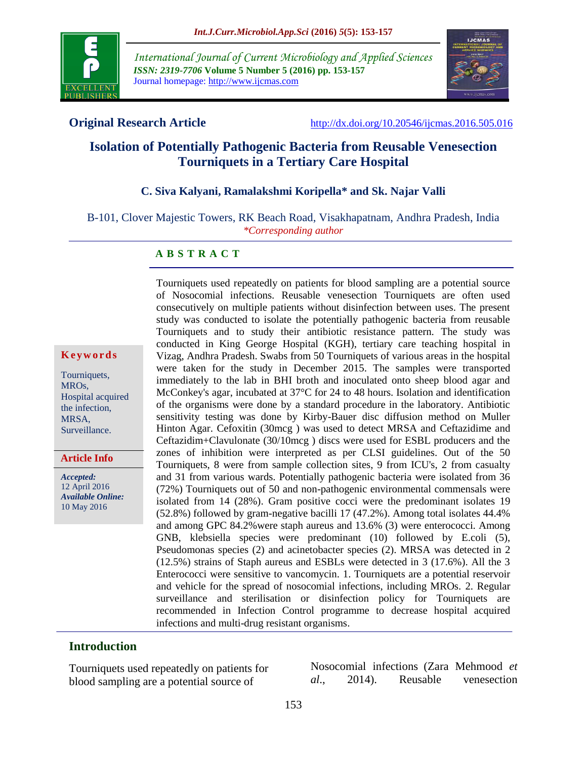## Original Research Article

http://dx.doi.org/10.20546/ijcmas.2016.505.016

# Isolation of Potentially Pathogenic Bacteria from Reusable Venesection Tourniquets in a Tertiary Care Hospital

**C. Siva Kalyani, Ramalakshmi Koripella\* and Sk. Najar Valli**

B-101, Clover Majestic Towers, RK Beach Road, Visakhapatnam, Andhra Pradesh, India
*\*Corresponding author*

**Keywords**

Tourniquets, MROs, Hospital acquired the infection, MRSA, Surveillance.

**Article Info**

***Accepted:*** 12 April 2016
***Available Online:*** 10 May 2016

## A B S T R A C T

Tourniquets used repeatedly on patients for blood sampling are a potential source of Nosocomial infections. Reusable venesection Tourniquets are often used consecutively on multiple patients without disinfection between uses. The present study was conducted to isolate the potentially pathogenic bacteria from reusable Tourniquets and to study their antibiotic resistance pattern. The study was conducted in King George Hospital (KGH), tertiary care teaching hospital in Vizag, Andhra Pradesh. Swabs from 50 Tourniquets of various areas in the hospital were taken for the study in December 2015. The samples were transported immediately to the lab in BHI broth and inoculated onto sheep blood agar and McConkey's agar, incubated at 37°C for 24 to 48 hours. Isolation and identification of the organisms were done by a standard procedure in the laboratory. Antibiotic sensitivity testing was done by Kirby-Bauer disc diffusion method on Muller Hinton Agar. Cefoxitin (30mcg ) was used to detect MRSA and Ceftazidime and Ceftazidim+Clavulonate (30/10mcg ) discs were used for ESBL producers and the zones of inhibition were interpreted as per CLSI guidelines. Out of the 50 Tourniquets, 8 were from sample collection sites, 9 from ICU's, 2 from casualty and 31 from various wards. Potentially pathogenic bacteria were isolated from 36 (72%) Tourniquets out of 50 and non-pathogenic environmental commensals were isolated from 14 (28%). Gram positive cocci were the predominant isolates 19 (52.8%) followed by gram-negative bacilli 17 (47.2%). Among total isolates 44.4% and among GPC 84.2%were staph aureus and 13.6% (3) were enterococci. Among GNB, klebsiella species were predominant (10) followed by E.coli (5), Pseudomonas species (2) and acinetobacter species (2). MRSA was detected in 2 (12.5%) strains of Staph aureus and ESBLs were detected in 3 (17.6%). All the 3 Enterococci were sensitive to vancomycin. 1. Tourniquets are a potential reservoir and vehicle for the spread of nosocomial infections, including MROs. 2. Regular surveillance and sterilisation or disinfection policy for Tourniquets are recommended in Infection Control programme to decrease hospital acquired infections and multi-drug resistant organisms.

## Introduction

Tourniquets used repeatedly on patients for blood sampling are a potential source of Nosocomial infections (Zara Mehmood *et al.*, 2014). Reusable venesection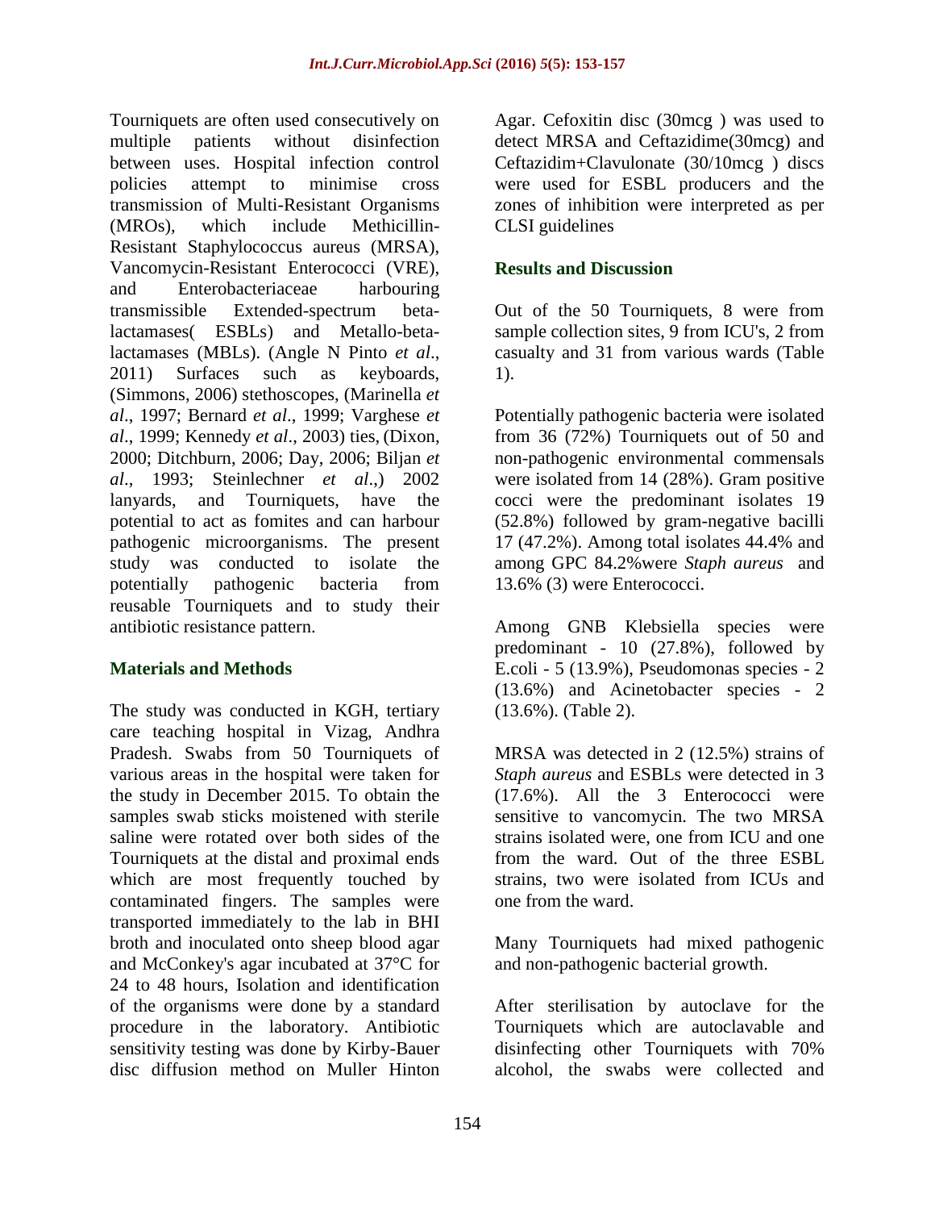Tourniquets are often used consecutively on multiple patients without disinfection between uses. Hospital infection control policies attempt to minimise cross transmission of Multi-Resistant Organisms (MROs), which include Methicillin-Resistant Staphylococcus aureus (MRSA), Vancomycin-Resistant Enterococci (VRE), and Enterobacteriaceae harbouring transmissible Extended-spectrum beta-lactamases( ESBLs) and Metallo-beta-lactamases (MBLs). (Angle N Pinto *et al*., 2011) Surfaces such as keyboards, (Simmons, 2006) stethoscopes, (Marinella *et al*., 1997; Bernard *et al*., 1999; Varghese *et al*., 1999; Kennedy *et al*., 2003) ties, (Dixon, 2000; Ditchburn, 2006; Day, 2006; Biljan *et al*., 1993; Steinlechner *et al*.,) 2002 lanyards, and Tourniquets, have the potential to act as fomites and can harbour pathogenic microorganisms. The present study was conducted to isolate the potentially pathogenic bacteria from reusable Tourniquets and to study their antibiotic resistance pattern.

## Materials and Methods

The study was conducted in KGH, tertiary care teaching hospital in Vizag, Andhra Pradesh. Swabs from 50 Tourniquets of various areas in the hospital were taken for the study in December 2015. To obtain the samples swab sticks moistened with sterile saline were rotated over both sides of the Tourniquets at the distal and proximal ends which are most frequently touched by contaminated fingers. The samples were transported immediately to the lab in BHI broth and inoculated onto sheep blood agar and McConkey's agar incubated at 37°C for 24 to 48 hours, Isolation and identification of the organisms were done by a standard procedure in the laboratory. Antibiotic sensitivity testing was done by Kirby-Bauer disc diffusion method on Muller Hinton Agar. Cefoxitin disc (30mcg ) was used to detect MRSA and Ceftazidime(30mcg) and Ceftazidim+Clavulonate (30/10mcg ) discs were used for ESBL producers and the zones of inhibition were interpreted as per CLSI guidelines

## Results and Discussion

Out of the 50 Tourniquets, 8 were from sample collection sites, 9 from ICU's, 2 from casualty and 31 from various wards (Table 1).

Potentially pathogenic bacteria were isolated from 36 (72%) Tourniquets out of 50 and non-pathogenic environmental commensals were isolated from 14 (28%). Gram positive cocci were the predominant isolates 19 (52.8%) followed by gram-negative bacilli 17 (47.2%). Among total isolates 44.4% and among GPC 84.2%were *Staph aureus* and 13.6% (3) were Enterococci.

Among GNB Klebsiella species were predominant - 10 (27.8%), followed by E.coli - 5 (13.9%), Pseudomonas species - 2 (13.6%) and Acinetobacter species - 2 (13.6%). (Table 2).

MRSA was detected in 2 (12.5%) strains of *Staph aureus* and ESBLs were detected in 3 (17.6%). All the 3 Enterococci were sensitive to vancomycin. The two MRSA strains isolated were, one from ICU and one from the ward. Out of the three ESBL strains, two were isolated from ICUs and one from the ward.

Many Tourniquets had mixed pathogenic and non-pathogenic bacterial growth.

After sterilisation by autoclave for the Tourniquets which are autoclavable and disinfecting other Tourniquets with 70% alcohol, the swabs were collected and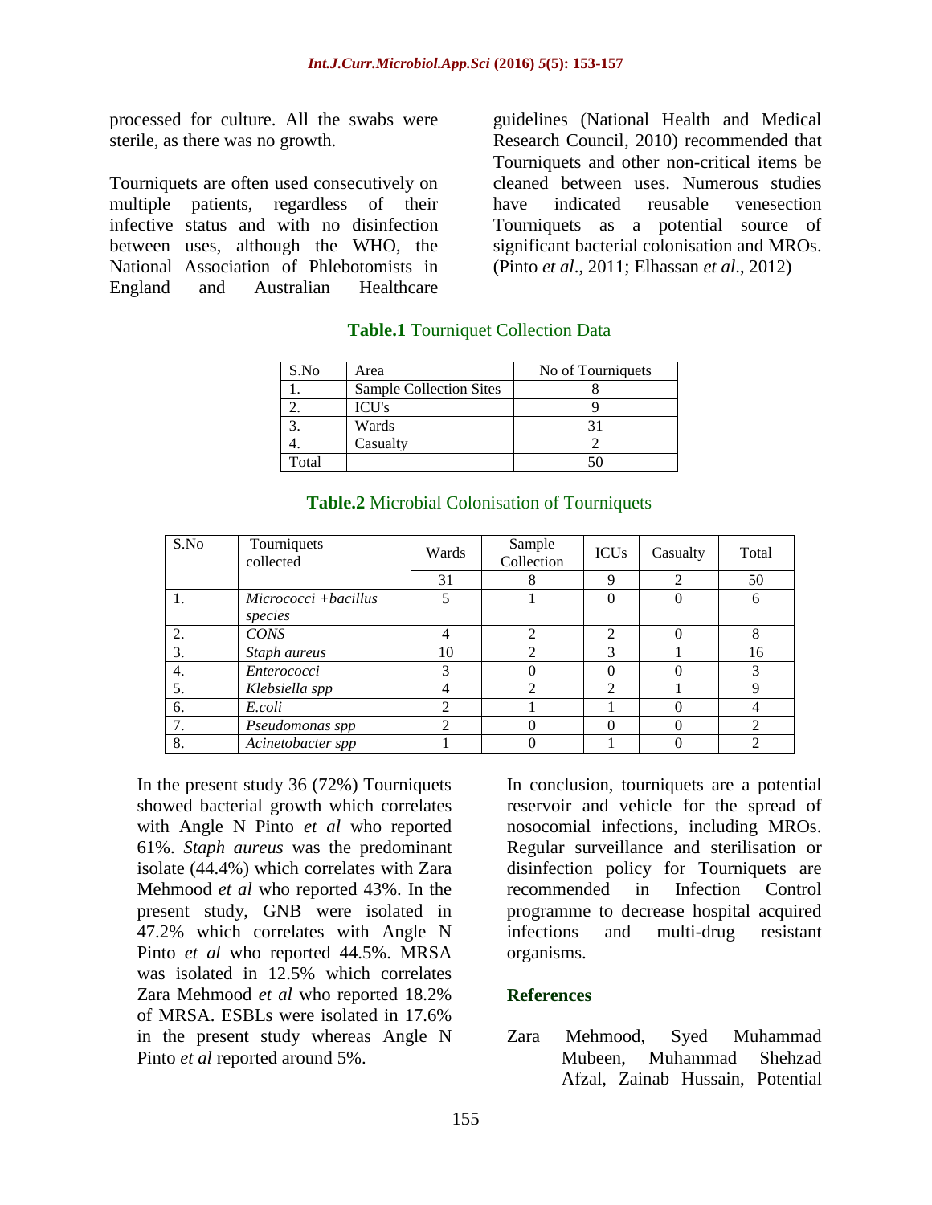processed for culture. All the swabs were sterile, as there was no growth.

Tourniquets are often used consecutively on multiple patients, regardless of their infective status and with no disinfection between uses, although the WHO, the National Association of Phlebotomists in England and Australian Healthcare guidelines (National Health and Medical Research Council, 2010) recommended that Tourniquets and other non-critical items be cleaned between uses. Numerous studies have indicated reusable venesection Tourniquets as a potential source of significant bacterial colonisation and MROs. (Pinto *et al*., 2011; Elhassan *et al*., 2012)

**Table.1** Tourniquet Collection Data

| S.No | Area | No of Tourniquets |
|---|---|---|
| 1. | Sample Collection Sites | 8 |
| 2. | ICU's | 9 |
| 3. | Wards | 31 |
| 4. | Casualty | 2 |
| Total | | 50 |

**Table.2** Microbial Colonisation of Tourniquets

| S.No | Tourniquets collected | Wards | Sample Collection | ICUs | Casualty | Total |
|---|---|---|---|---|---|---|
| | | 31 | 8 | 9 | 2 | 50 |
| 1. | *Micrococci +bacillus species* | 5 | 1 | 0 | 0 | 6 |
| 2. | *CONS* | 4 | 2 | 2 | 0 | 8 |
| 3. | *Staph aureus* | 10 | 2 | 3 | 1 | 16 |
| 4. | *Enterococci* | 3 | 0 | 0 | 0 | 3 |
| 5. | *Klebsiella spp* | 4 | 2 | 2 | 1 | 9 |
| 6. | *E.coli* | 2 | 1 | 1 | 0 | 4 |
| 7. | *Pseudomonas spp* | 2 | 0 | 0 | 0 | 2 |
| 8. | *Acinetobacter spp* | 1 | 0 | 1 | 0 | 2 |

In the present study 36 (72%) Tourniquets showed bacterial growth which correlates with Angle N Pinto *et al* who reported 61%. *Staph aureus* was the predominant isolate (44.4%) which correlates with Zara Mehmood *et al* who reported 43%. In the present study, GNB were isolated in 47.2% which correlates with Angle N Pinto *et al* who reported 44.5%. MRSA was isolated in 12.5% which correlates Zara Mehmood *et al* who reported 18.2% of MRSA. ESBLs were isolated in 17.6% in the present study whereas Angle N Pinto *et al* reported around 5%.

In conclusion, tourniquets are a potential reservoir and vehicle for the spread of nosocomial infections, including MROs. Regular surveillance and sterilisation or disinfection policy for Tourniquets are recommended in Infection Control programme to decrease hospital acquired infections and multi-drug resistant organisms.

## References

Zara Mehmood, Syed Muhammad Mubeen, Muhammad Shehzad Afzal, Zainab Hussain, Potential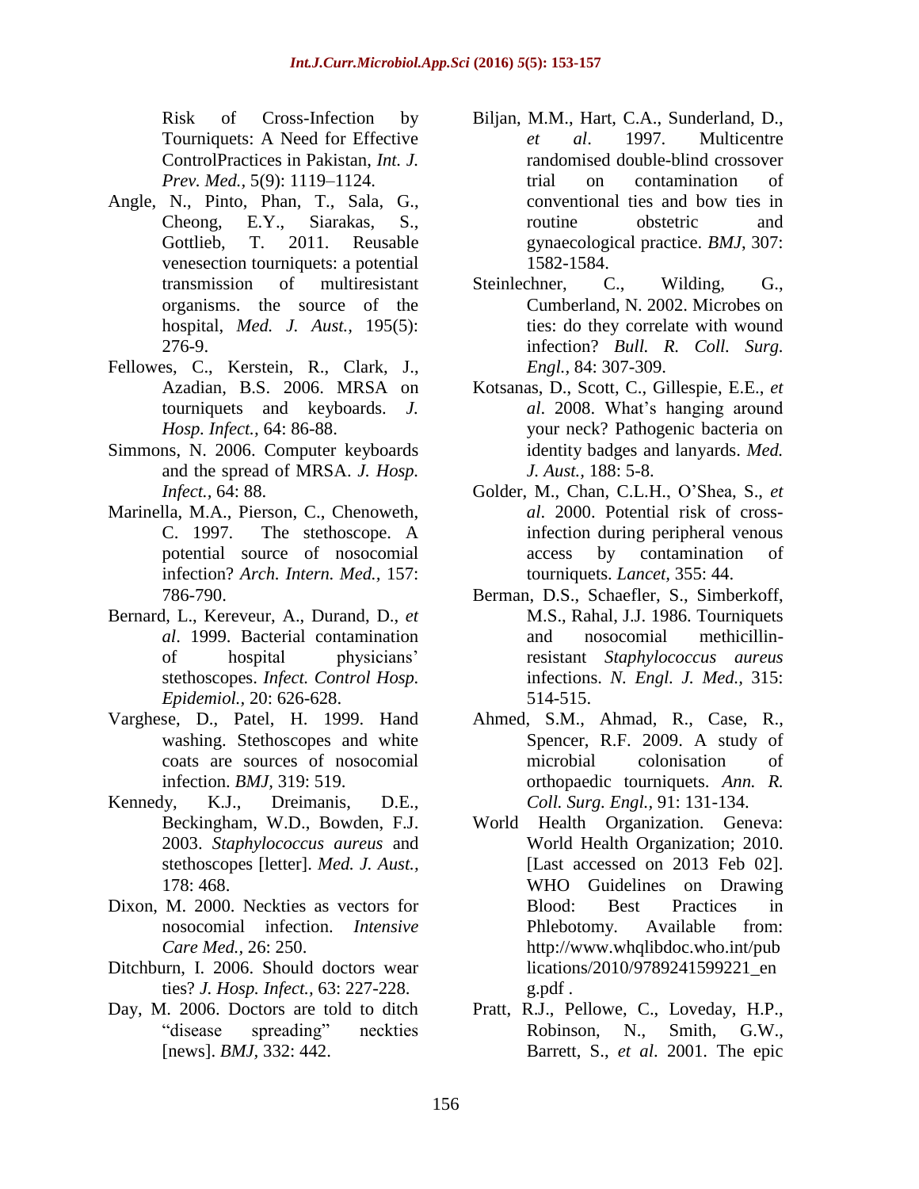Risk of Cross-Infection by Tourniquets: A Need for Effective ControlPractices in Pakistan, *Int. J. Prev. Med.,* 5(9): 1119–1124.

Angle, N., Pinto, Phan, T., Sala, G., Cheong, E.Y., Siarakas, S., Gottlieb, T. 2011. Reusable venesection tourniquets: a potential transmission of multiresistant organisms. the source of the hospital, *Med. J. Aust.,* 195(5): 276-9.

Fellowes, C., Kerstein, R., Clark, J., Azadian, B.S. 2006. MRSA on tourniquets and keyboards. *J. Hosp. Infect.,* 64: 86-88.

Simmons, N. 2006. Computer keyboards and the spread of MRSA. *J. Hosp. Infect.,* 64: 88.

Marinella, M.A., Pierson, C., Chenoweth, C. 1997. The stethoscope. A potential source of nosocomial infection? *Arch. Intern. Med.,* 157: 786-790.

Bernard, L., Kereveur, A., Durand, D., *et al*. 1999. Bacterial contamination of hospital physicians' stethoscopes. *Infect. Control Hosp. Epidemiol.,* 20: 626-628.

Varghese, D., Patel, H. 1999. Hand washing. Stethoscopes and white coats are sources of nosocomial infection. *BMJ,* 319: 519.

Kennedy, K.J., Dreimanis, D.E., Beckingham, W.D., Bowden, F.J. 2003. *Staphylococcus aureus* and stethoscopes [letter]. *Med. J. Aust.,* 178: 468.

Dixon, M. 2000. Neckties as vectors for nosocomial infection. *Intensive Care Med.,* 26: 250.

Ditchburn, I. 2006. Should doctors wear ties? *J. Hosp. Infect.,* 63: 227-228.

Day, M. 2006. Doctors are told to ditch "disease spreading" neckties [news]. *BMJ,* 332: 442.

Biljan, M.M., Hart, C.A., Sunderland, D., *et al*. 1997. Multicentre randomised double-blind crossover trial on contamination of conventional ties and bow ties in routine obstetric and gynaecological practice. *BMJ,* 307: 1582-1584.

Steinlechner, C., Wilding, G., Cumberland, N. 2002. Microbes on ties: do they correlate with wound infection? *Bull. R. Coll. Surg. Engl.,* 84: 307-309.

Kotsanas, D., Scott, C., Gillespie, E.E., *et al*. 2008. What's hanging around your neck? Pathogenic bacteria on identity badges and lanyards. *Med. J. Aust.,* 188: 5-8.

Golder, M., Chan, C.L.H., O'Shea, S., *et al*. 2000. Potential risk of cross-infection during peripheral venous access by contamination of tourniquets. *Lancet,* 355: 44.

Berman, D.S., Schaefler, S., Simberkoff, M.S., Rahal, J.J. 1986. Tourniquets and nosocomial methicillin-resistant *Staphylococcus aureus* infections. *N. Engl. J. Med.,* 315: 514-515.

Ahmed, S.M., Ahmad, R., Case, R., Spencer, R.F. 2009. A study of microbial colonisation of orthopaedic tourniquets. *Ann. R. Coll. Surg. Engl.,* 91: 131-134.

World Health Organization. Geneva: World Health Organization; 2010. [Last accessed on 2013 Feb 02]. WHO Guidelines on Drawing Blood: Best Practices in Phlebotomy. Available from: http://www.whqlibdoc.who.int/publications/2010/9789241599221_eng.pdf .

Pratt, R.J., Pellowe, C., Loveday, H.P., Robinson, N., Smith, G.W., Barrett, S., *et al*. 2001. The epic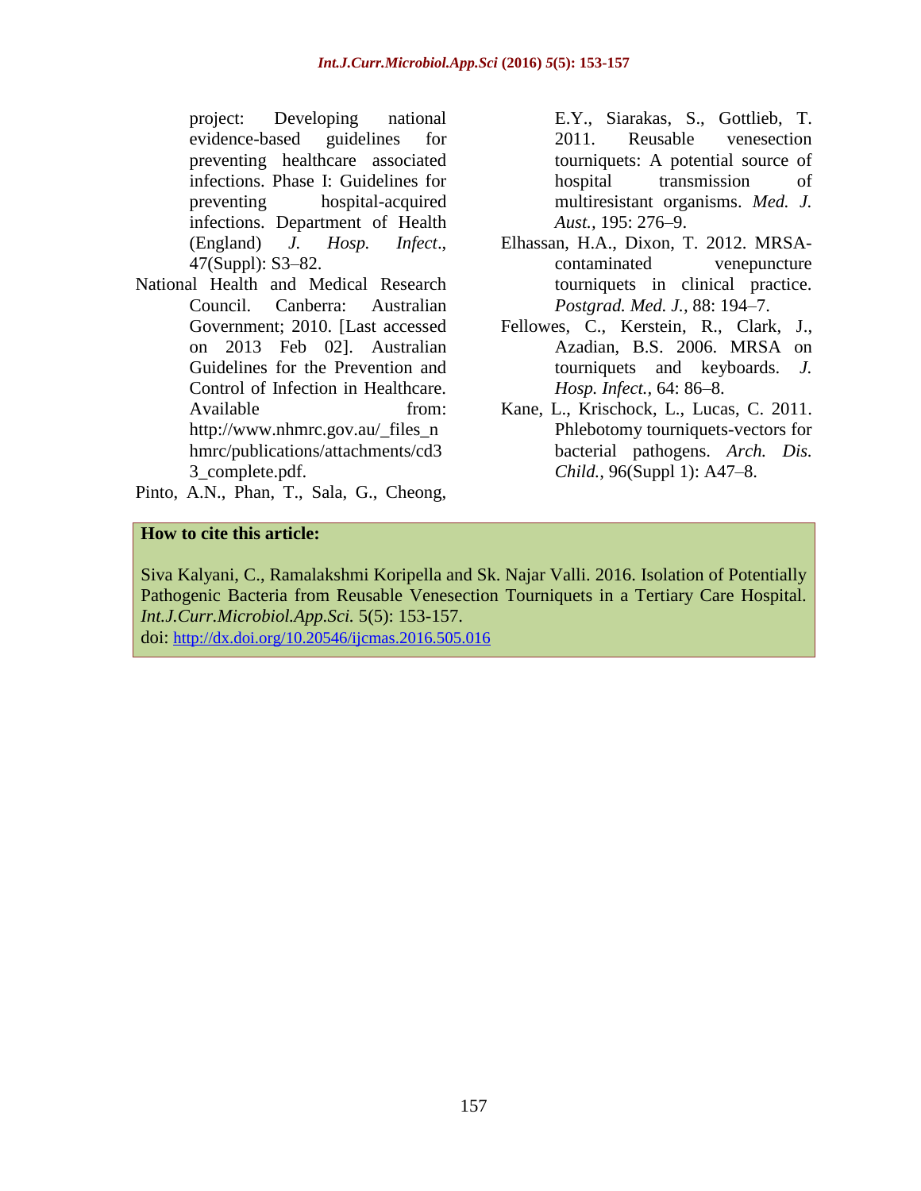project: Developing national evidence-based guidelines for preventing healthcare associated infections. Phase I: Guidelines for preventing hospital-acquired infections. Department of Health (England) *J. Hosp. Infect*., 47(Suppl): S3–82.

National Health and Medical Research Council. Canberra: Australian Government; 2010. [Last accessed on 2013 Feb 02]. Australian Guidelines for the Prevention and Control of Infection in Healthcare. Available from: http://www.nhmrc.gov.au/_files_nhmrc/publications/attachments/cd33_complete.pdf.

Pinto, A.N., Phan, T., Sala, G., Cheong, E.Y., Siarakas, S., Gottlieb, T. 2011. Reusable venesection tourniquets: A potential source of hospital transmission of multiresistant organisms. *Med. J. Aust.,* 195: 276–9.

Elhassan, H.A., Dixon, T. 2012. MRSA-contaminated venepuncture tourniquets in clinical practice. *Postgrad. Med. J.,* 88: 194–7.

Fellowes, C., Kerstein, R., Clark, J., Azadian, B.S. 2006. MRSA on tourniquets and keyboards. *J. Hosp. Infect.,* 64: 86–8.

Kane, L., Krischock, L., Lucas, C. 2011. Phlebotomy tourniquets-vectors for bacterial pathogens. *Arch. Dis. Child.,* 96(Suppl 1): A47–8.

**How to cite this article:**

Siva Kalyani, C., Ramalakshmi Koripella and Sk. Najar Valli. 2016. Isolation of Potentially Pathogenic Bacteria from Reusable Venesection Tourniquets in a Tertiary Care Hospital. *Int.J.Curr.Microbiol.App.Sci.* 5(5): 153-157.
doi: http://dx.doi.org/10.20546/ijcmas.2016.505.016